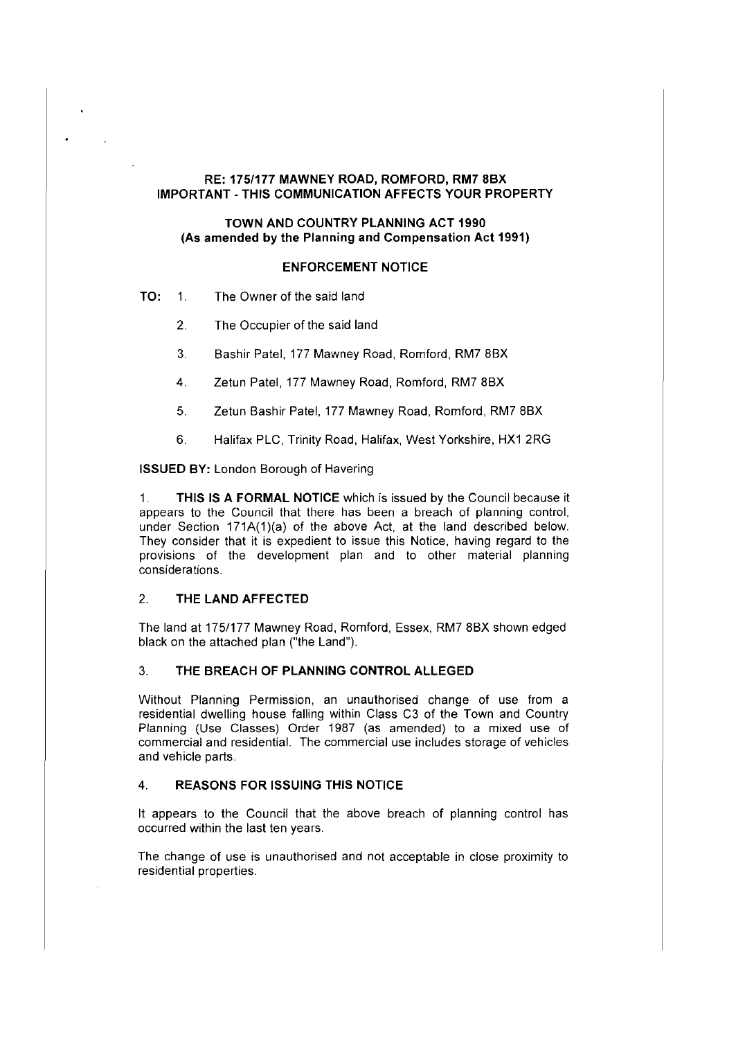**RE: 175/177 MAWNEY ROAD, ROMFORD, RM7 8BX**
**IMPORTANT - THIS COMMUNICATION AFFECTS YOUR PROPERTY**

**TOWN AND COUNTRY PLANNING ACT 1990**
**(As amended by the Planning and Compensation Act 1991)**

**ENFORCEMENT NOTICE**

**TO:**
1. The Owner of the said land
2. The Occupier of the said land
3. Bashir Patel, 177 Mawney Road, Romford, RM7 8BX
4. Zetun Patel, 177 Mawney Road, Romford, RM7 8BX
5. Zetun Bashir Patel, 177 Mawney Road, Romford, RM7 8BX
6. Halifax PLC, Trinity Road, Halifax, West Yorkshire, HX1 2RG

**ISSUED BY:** London Borough of Havering

1. **THIS IS A FORMAL NOTICE** which is issued by the Council because it appears to the Council that there has been a breach of planning control, under Section 171A(1)(a) of the above Act, at the land described below. They consider that it is expedient to issue this Notice, having regard to the provisions of the development plan and to other material planning considerations.

## 2. THE LAND AFFECTED

The land at 175/177 Mawney Road, Romford, Essex, RM7 8BX shown edged black on the attached plan ("the Land").

## 3. THE BREACH OF PLANNING CONTROL ALLEGED

Without Planning Permission, an unauthorised change of use from a residential dwelling house falling within Class C3 of the Town and Country Planning (Use Classes) Order 1987 (as amended) to a mixed use of commercial and residential. The commercial use includes storage of vehicles and vehicle parts.

## 4. REASONS FOR ISSUING THIS NOTICE

It appears to the Council that the above breach of planning control has occurred within the last ten years.

The change of use is unauthorised and not acceptable in close proximity to residential properties.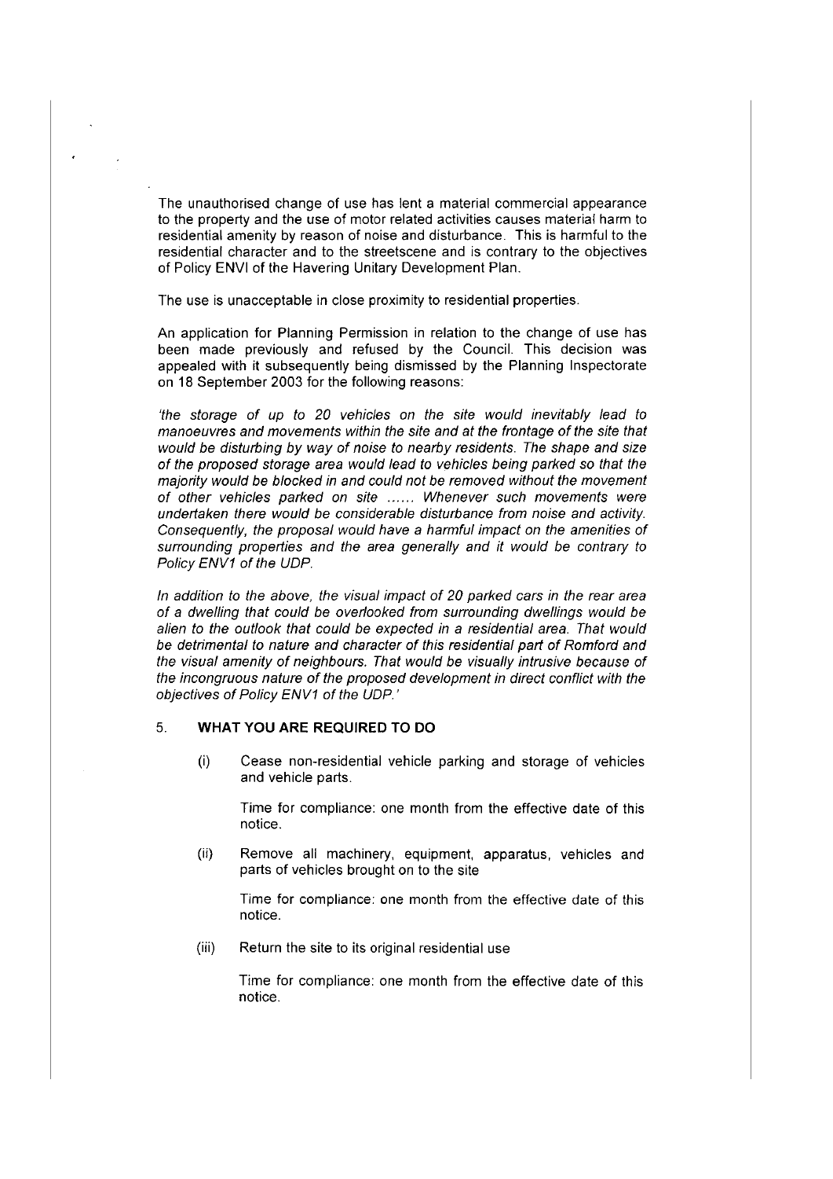The unauthorised change of use has lent a material commercial appearance to the property and the use of motor related activities causes material harm to residential amenity by reason of noise and disturbance. This is harmful to the residential character and to the streetscene and is contrary to the objectives of Policy ENVI of the Havering Unitary Development Plan.

The use is unacceptable in close proximity to residential properties.

An application for Planning Permission in relation to the change of use has been made previously and refused by the Council. This decision was appealed with it subsequently being dismissed by the Planning Inspectorate on 18 September 2003 for the following reasons:

*'the storage of up to 20 vehicles on the site would inevitably lead to manoeuvres and movements within the site and at the frontage of the site that would be disturbing by way of noise to nearby residents. The shape and size of the proposed storage area would lead to vehicles being parked so that the majority would be blocked in and could not be removed without the movement of other vehicles parked on site ...... Whenever such movements were undertaken there would be considerable disturbance from noise and activity. Consequently, the proposal would have a harmful impact on the amenities of surrounding properties and the area generally and it would be contrary to Policy ENV1 of the UDP.*

*In addition to the above, the visual impact of 20 parked cars in the rear area of a dwelling that could be overlooked from surrounding dwellings would be alien to the outlook that could be expected in a residential area. That would be detrimental to nature and character of this residential part of Romford and the visual amenity of neighbours. That would be visually intrusive because of the incongruous nature of the proposed development in direct conflict with the objectives of Policy ENV1 of the UDP.'*

## 5. WHAT YOU ARE REQUIRED TO DO

(i) Cease non-residential vehicle parking and storage of vehicles and vehicle parts.

Time for compliance: one month from the effective date of this notice.

(ii) Remove all machinery, equipment, apparatus, vehicles and parts of vehicles brought on to the site

Time for compliance: one month from the effective date of this notice.

(iii) Return the site to its original residential use

Time for compliance: one month from the effective date of this notice.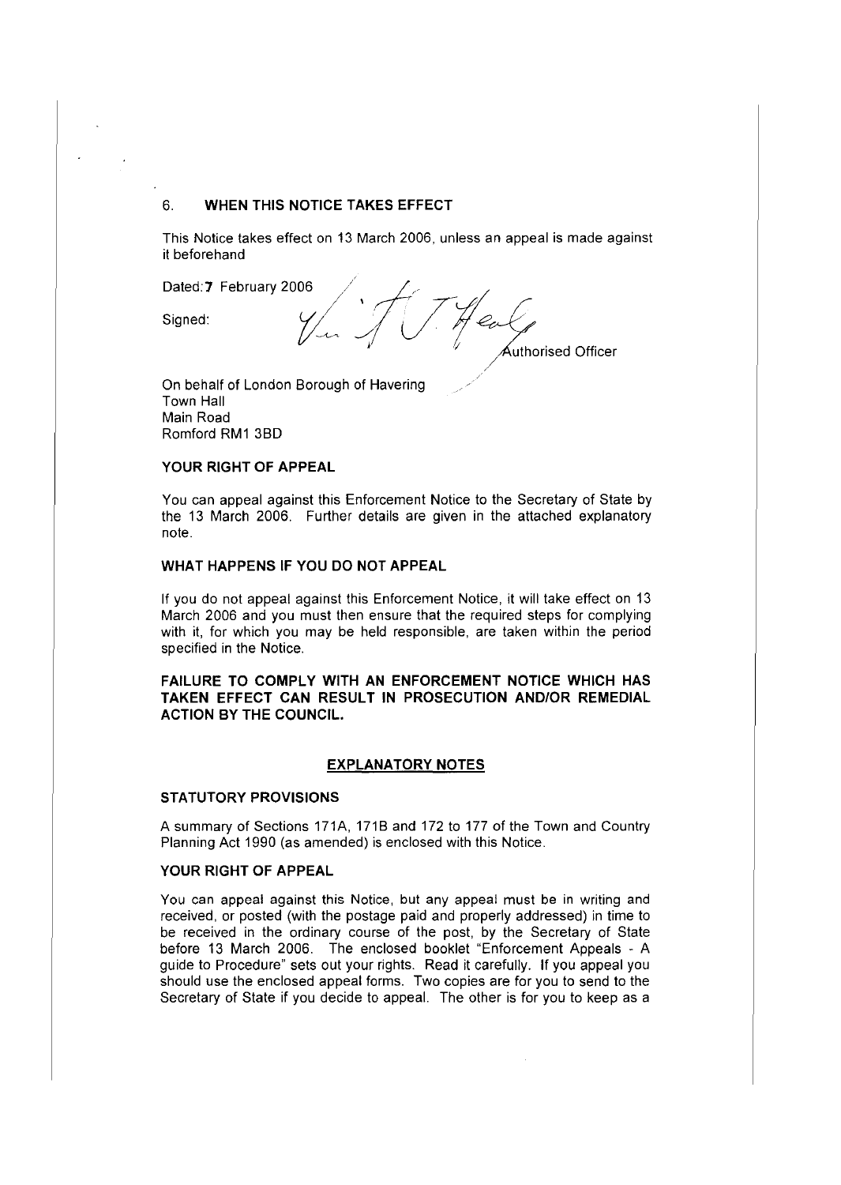## 6. WHEN THIS NOTICE TAKES EFFECT

This Notice takes effect on 13 March 2006, unless an appeal is made against it beforehand

Dated: 7 February 2006

Signed:

Authorised Officer

On behalf of London Borough of Havering
Town Hall
Main Road
Romford RM1 3BD

### YOUR RIGHT OF APPEAL

You can appeal against this Enforcement Notice to the Secretary of State by the 13 March 2006. Further details are given in the attached explanatory note.

### WHAT HAPPENS IF YOU DO NOT APPEAL

If you do not appeal against this Enforcement Notice, it will take effect on 13 March 2006 and you must then ensure that the required steps for complying with it, for which you may be held responsible, are taken within the period specified in the Notice.

**FAILURE TO COMPLY WITH AN ENFORCEMENT NOTICE WHICH HAS TAKEN EFFECT CAN RESULT IN PROSECUTION AND/OR REMEDIAL ACTION BY THE COUNCIL.**

## EXPLANATORY NOTES

### STATUTORY PROVISIONS

A summary of Sections 171A, 171B and 172 to 177 of the Town and Country Planning Act 1990 (as amended) is enclosed with this Notice.

### YOUR RIGHT OF APPEAL

You can appeal against this Notice, but any appeal must be in writing and received, or posted (with the postage paid and properly addressed) in time to be received in the ordinary course of the post, by the Secretary of State before 13 March 2006. The enclosed booklet "Enforcement Appeals - A guide to Procedure" sets out your rights. Read it carefully. If you appeal you should use the enclosed appeal forms. Two copies are for you to send to the Secretary of State if you decide to appeal. The other is for you to keep as a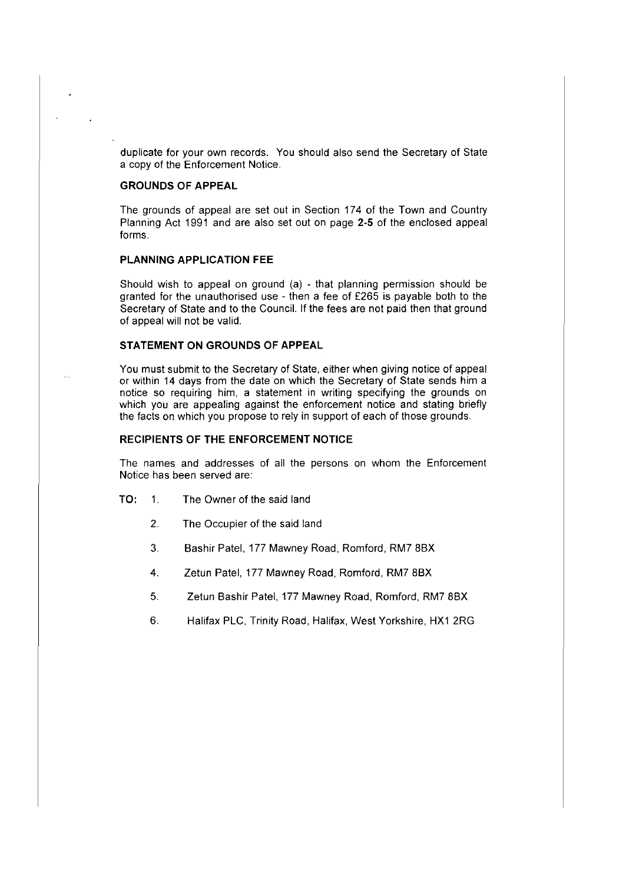duplicate for your own records. You should also send the Secretary of State a copy of the Enforcement Notice.

**GROUNDS OF APPEAL**

The grounds of appeal are set out in Section 174 of the Town and Country Planning Act 1991 and are also set out on page **2-5** of the enclosed appeal forms.

**PLANNING APPLICATION FEE**

Should wish to appeal on ground (a) - that planning permission should be granted for the unauthorised use - then a fee of £265 is payable both to the Secretary of State and to the Council. If the fees are not paid then that ground of appeal will not be valid.

**STATEMENT ON GROUNDS OF APPEAL**

You must submit to the Secretary of State, either when giving notice of appeal or within 14 days from the date on which the Secretary of State sends him a notice so requiring him, a statement in writing specifying the grounds on which you are appealing against the enforcement notice and stating briefly the facts on which you propose to rely in support of each of those grounds.

**RECIPIENTS OF THE ENFORCEMENT NOTICE**

The names and addresses of all the persons on whom the Enforcement Notice has been served are:

**TO:**

1. The Owner of the said land
2. The Occupier of the said land
3. Bashir Patel, 177 Mawney Road, Romford, RM7 8BX
4. Zetun Patel, 177 Mawney Road, Romford, RM7 8BX
5. Zetun Bashir Patel, 177 Mawney Road, Romford, RM7 8BX
6. Halifax PLC, Trinity Road, Halifax, West Yorkshire, HX1 2RG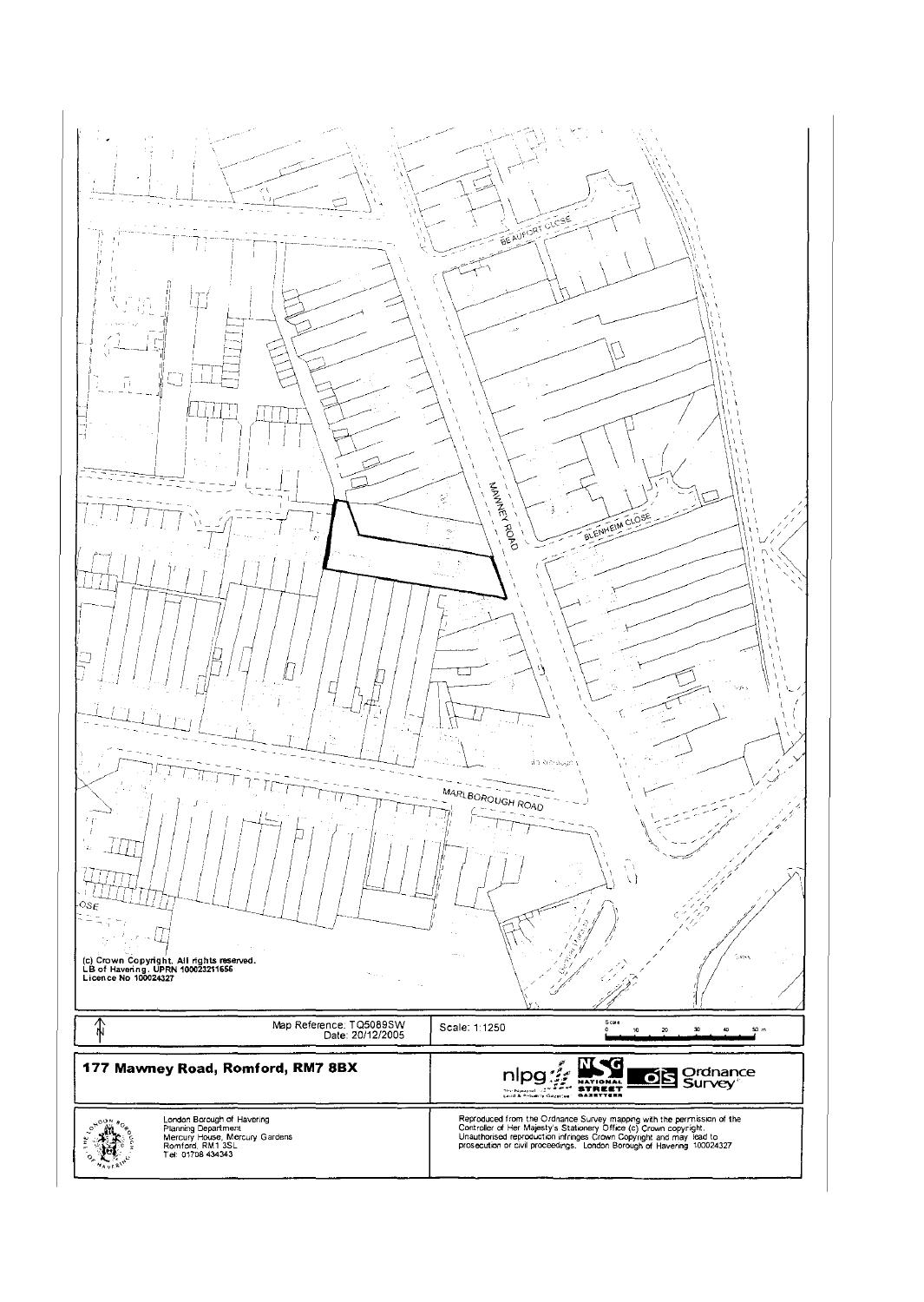BEAUFORT CLOSE

MAWNEY ROAD

BLENHEIM CLOSE

MARLBOROUGH ROAD

OSE

(c) Crown Copyright. All rights reserved.
LB of Havering. UPRN 100023211656
Licence No 100024327

| | | |
|---|---|---|
| N | Map Reference: TQ5089SW<br>Date: 20/12/2005 | Scale: 1:1250 |

Scale 0 10 20 30 40 50 m

**177 Mawney Road, Romford, RM7 8BX**

nlpg NSG NATIONAL STREET GAZETTEER os Ordnance Survey

London Borough of Havering
Planning Department
Mercury House, Mercury Gardens
Romford, RM1 3SL
Tel: 01708 434343

Reproduced from the Ordnance Survey mapping with the permission of the Controller of Her Majesty's Stationery Office (c) Crown copyright. Unauthorised reproduction infringes Crown Copyright and may lead to prosecution or civil proceedings. London Borough of Havering 100024327